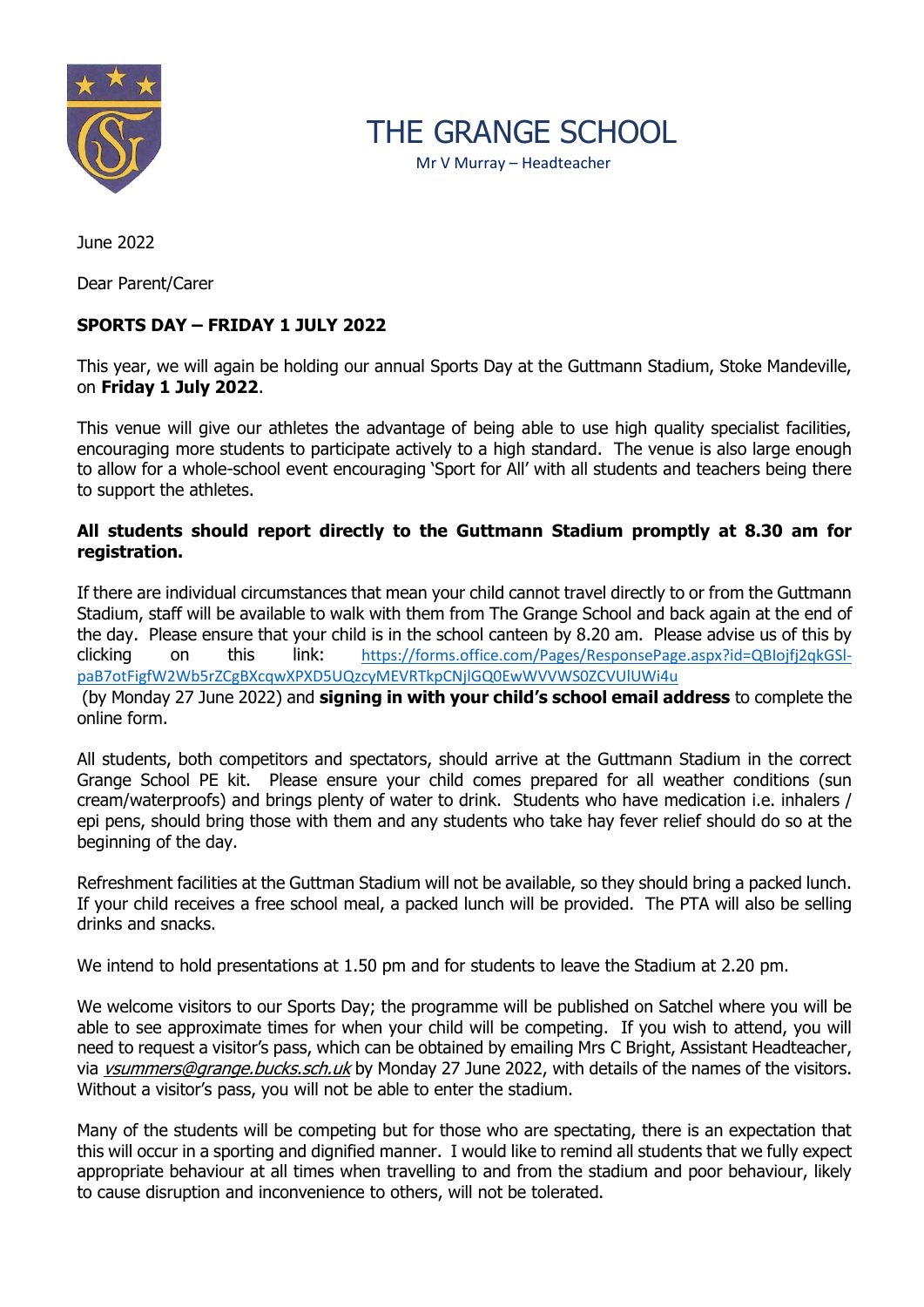# THE GRANGE SCHOOL

Mr V Murray – Headteacher

June 2022

Dear Parent/Carer

**SPORTS DAY – FRIDAY 1 JULY 2022**

This year, we will again be holding our annual Sports Day at the Guttmann Stadium, Stoke Mandeville, on **Friday 1 July 2022**.

This venue will give our athletes the advantage of being able to use high quality specialist facilities, encouraging more students to participate actively to a high standard. The venue is also large enough to allow for a whole-school event encouraging 'Sport for All' with all students and teachers being there to support the athletes.

**All students should report directly to the Guttmann Stadium promptly at 8.30 am for registration.**

If there are individual circumstances that mean your child cannot travel directly to or from the Guttmann Stadium, staff will be available to walk with them from The Grange School and back again at the end of the day. Please ensure that your child is in the school canteen by 8.20 am. Please advise us of this by clicking on this link: https://forms.office.com/Pages/ResponsePage.aspx?id=QBIojfj2qkGSl-paB7otFigfW2Wb5rZCgBXcqwXPXD5UQzcyMEVRTkpCNjlGQ0EwWVVWS0ZCVUlUWi4u (by Monday 27 June 2022) and **signing in with your child's school email address** to complete the online form.

All students, both competitors and spectators, should arrive at the Guttmann Stadium in the correct Grange School PE kit. Please ensure your child comes prepared for all weather conditions (sun cream/waterproofs) and brings plenty of water to drink. Students who have medication i.e. inhalers / epi pens, should bring those with them and any students who take hay fever relief should do so at the beginning of the day.

Refreshment facilities at the Guttman Stadium will not be available, so they should bring a packed lunch. If your child receives a free school meal, a packed lunch will be provided. The PTA will also be selling drinks and snacks.

We intend to hold presentations at 1.50 pm and for students to leave the Stadium at 2.20 pm.

We welcome visitors to our Sports Day; the programme will be published on Satchel where you will be able to see approximate times for when your child will be competing. If you wish to attend, you will need to request a visitor's pass, which can be obtained by emailing Mrs C Bright, Assistant Headteacher, via *vsummers@grange.bucks.sch.uk* by Monday 27 June 2022, with details of the names of the visitors. Without a visitor's pass, you will not be able to enter the stadium.

Many of the students will be competing but for those who are spectating, there is an expectation that this will occur in a sporting and dignified manner. I would like to remind all students that we fully expect appropriate behaviour at all times when travelling to and from the stadium and poor behaviour, likely to cause disruption and inconvenience to others, will not be tolerated.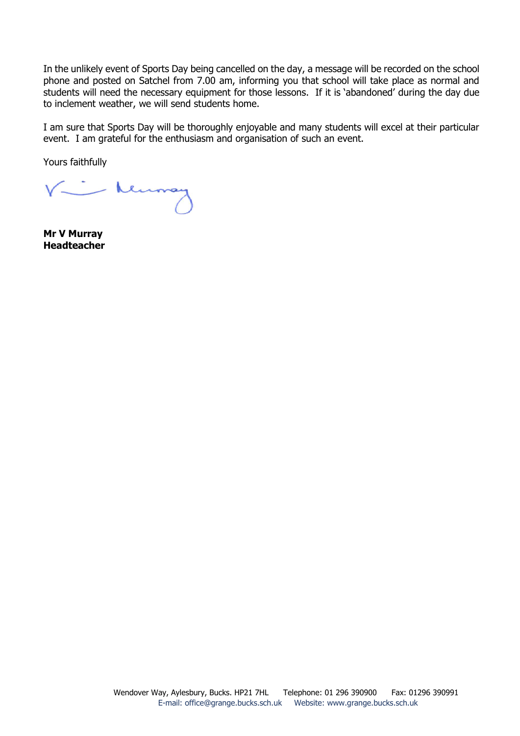In the unlikely event of Sports Day being cancelled on the day, a message will be recorded on the school phone and posted on Satchel from 7.00 am, informing you that school will take place as normal and students will need the necessary equipment for those lessons. If it is 'abandoned' during the day due to inclement weather, we will send students home.

I am sure that Sports Day will be thoroughly enjoyable and many students will excel at their particular event. I am grateful for the enthusiasm and organisation of such an event.

Yours faithfully

**Mr V Murray**
**Headteacher**

Wendover Way, Aylesbury, Bucks. HP21 7HL Telephone: 01 296 390900 Fax: 01296 390991
E-mail: office@grange.bucks.sch.uk Website: www.grange.bucks.sch.uk